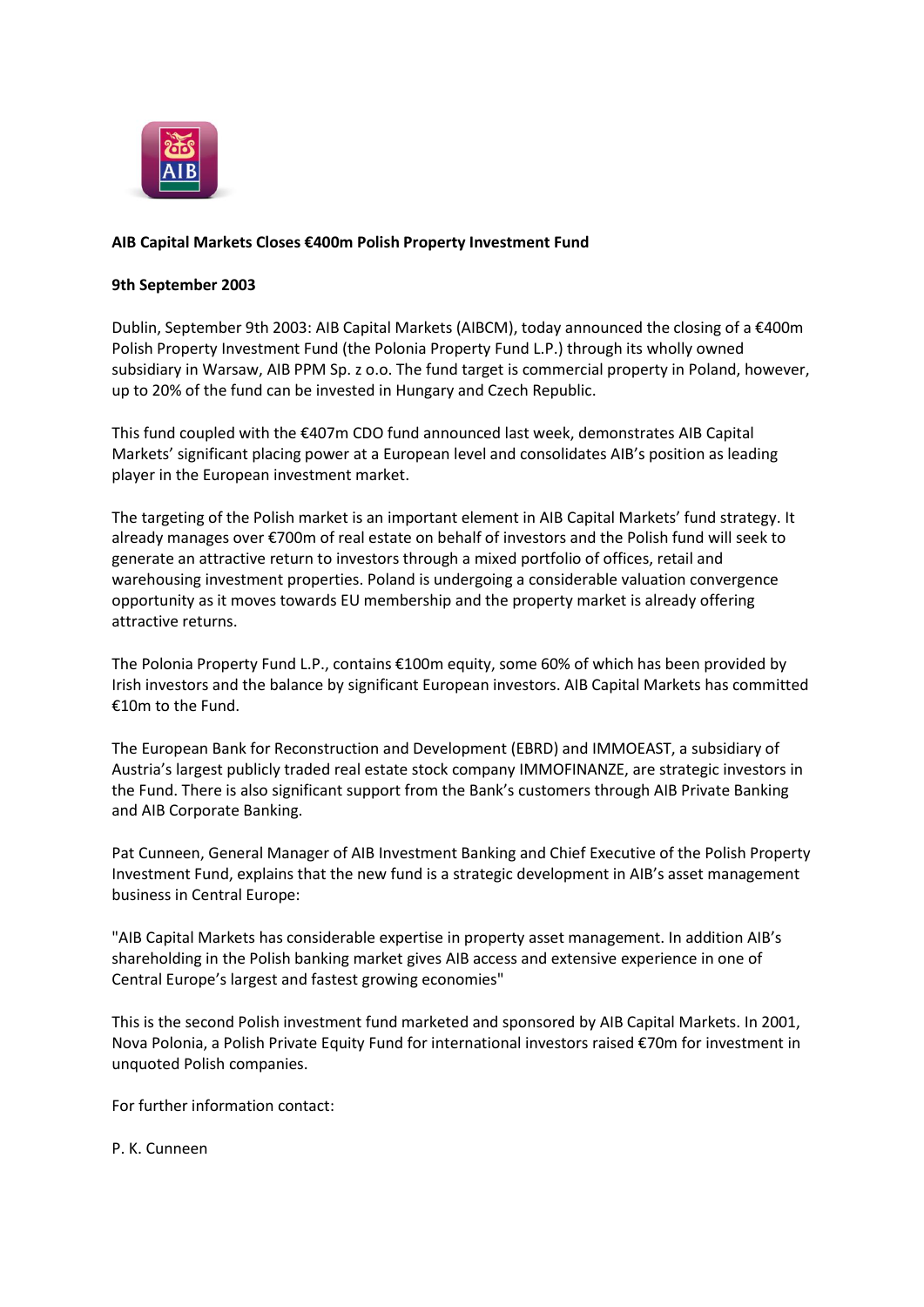**AIB Capital Markets Closes €400m Polish Property Investment Fund**

**9th September 2003**

Dublin, September 9th 2003: AIB Capital Markets (AIBCM), today announced the closing of a €400m Polish Property Investment Fund (the Polonia Property Fund L.P.) through its wholly owned subsidiary in Warsaw, AIB PPM Sp. z o.o. The fund target is commercial property in Poland, however, up to 20% of the fund can be invested in Hungary and Czech Republic.

This fund coupled with the €407m CDO fund announced last week, demonstrates AIB Capital Markets' significant placing power at a European level and consolidates AIB's position as leading player in the European investment market.

The targeting of the Polish market is an important element in AIB Capital Markets' fund strategy. It already manages over €700m of real estate on behalf of investors and the Polish fund will seek to generate an attractive return to investors through a mixed portfolio of offices, retail and warehousing investment properties. Poland is undergoing a considerable valuation convergence opportunity as it moves towards EU membership and the property market is already offering attractive returns.

The Polonia Property Fund L.P., contains €100m equity, some 60% of which has been provided by Irish investors and the balance by significant European investors. AIB Capital Markets has committed €10m to the Fund.

The European Bank for Reconstruction and Development (EBRD) and IMMOEAST, a subsidiary of Austria's largest publicly traded real estate stock company IMMOFINANZE, are strategic investors in the Fund. There is also significant support from the Bank's customers through AIB Private Banking and AIB Corporate Banking.

Pat Cunneen, General Manager of AIB Investment Banking and Chief Executive of the Polish Property Investment Fund, explains that the new fund is a strategic development in AIB's asset management business in Central Europe:

"AIB Capital Markets has considerable expertise in property asset management. In addition AIB's shareholding in the Polish banking market gives AIB access and extensive experience in one of Central Europe's largest and fastest growing economies"

This is the second Polish investment fund marketed and sponsored by AIB Capital Markets. In 2001, Nova Polonia, a Polish Private Equity Fund for international investors raised €70m for investment in unquoted Polish companies.

For further information contact:

P. K. Cunneen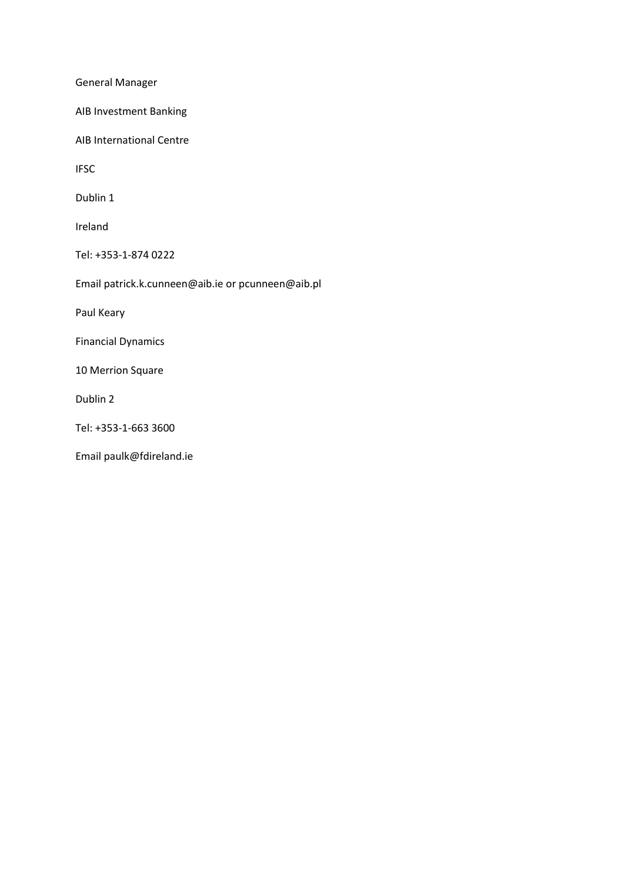General Manager

AIB Investment Banking

AIB International Centre

IFSC

Dublin 1

Ireland

Tel: +353-1-874 0222

Email patrick.k.cunneen@aib.ie or pcunneen@aib.pl

Paul Keary

Financial Dynamics

10 Merrion Square

Dublin 2

Tel: +353-1-663 3600

Email paulk@fdireland.ie